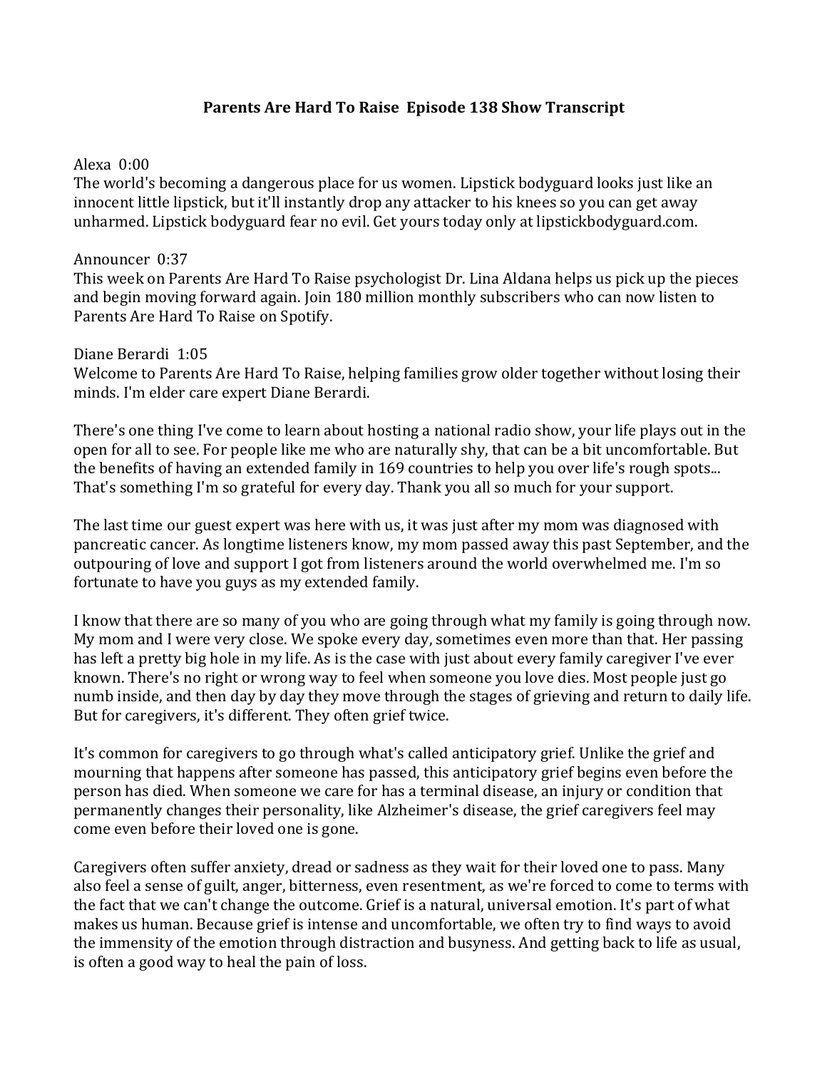# Parents Are Hard To Raise Episode 138 Show Transcript

Alexa 0:00
The world's becoming a dangerous place for us women. Lipstick bodyguard looks just like an innocent little lipstick, but it'll instantly drop any attacker to his knees so you can get away unharmed. Lipstick bodyguard fear no evil. Get yours today only at lipstickbodyguard.com.

Announcer 0:37
This week on Parents Are Hard To Raise psychologist Dr. Lina Aldana helps us pick up the pieces and begin moving forward again. Join 180 million monthly subscribers who can now listen to Parents Are Hard To Raise on Spotify.

Diane Berardi 1:05
Welcome to Parents Are Hard To Raise, helping families grow older together without losing their minds. I'm elder care expert Diane Berardi.

There's one thing I've come to learn about hosting a national radio show, your life plays out in the open for all to see. For people like me who are naturally shy, that can be a bit uncomfortable. But the benefits of having an extended family in 169 countries to help you over life's rough spots... That's something I'm so grateful for every day. Thank you all so much for your support.

The last time our guest expert was here with us, it was just after my mom was diagnosed with pancreatic cancer. As longtime listeners know, my mom passed away this past September, and the outpouring of love and support I got from listeners around the world overwhelmed me. I'm so fortunate to have you guys as my extended family.

I know that there are so many of you who are going through what my family is going through now. My mom and I were very close. We spoke every day, sometimes even more than that. Her passing has left a pretty big hole in my life. As is the case with just about every family caregiver I've ever known. There's no right or wrong way to feel when someone you love dies. Most people just go numb inside, and then day by day they move through the stages of grieving and return to daily life. But for caregivers, it's different. They often grief twice.

It's common for caregivers to go through what's called anticipatory grief. Unlike the grief and mourning that happens after someone has passed, this anticipatory grief begins even before the person has died. When someone we care for has a terminal disease, an injury or condition that permanently changes their personality, like Alzheimer's disease, the grief caregivers feel may come even before their loved one is gone.

Caregivers often suffer anxiety, dread or sadness as they wait for their loved one to pass. Many also feel a sense of guilt, anger, bitterness, even resentment, as we're forced to come to terms with the fact that we can't change the outcome. Grief is a natural, universal emotion. It's part of what makes us human. Because grief is intense and uncomfortable, we often try to find ways to avoid the immensity of the emotion through distraction and busyness. And getting back to life as usual, is often a good way to heal the pain of loss.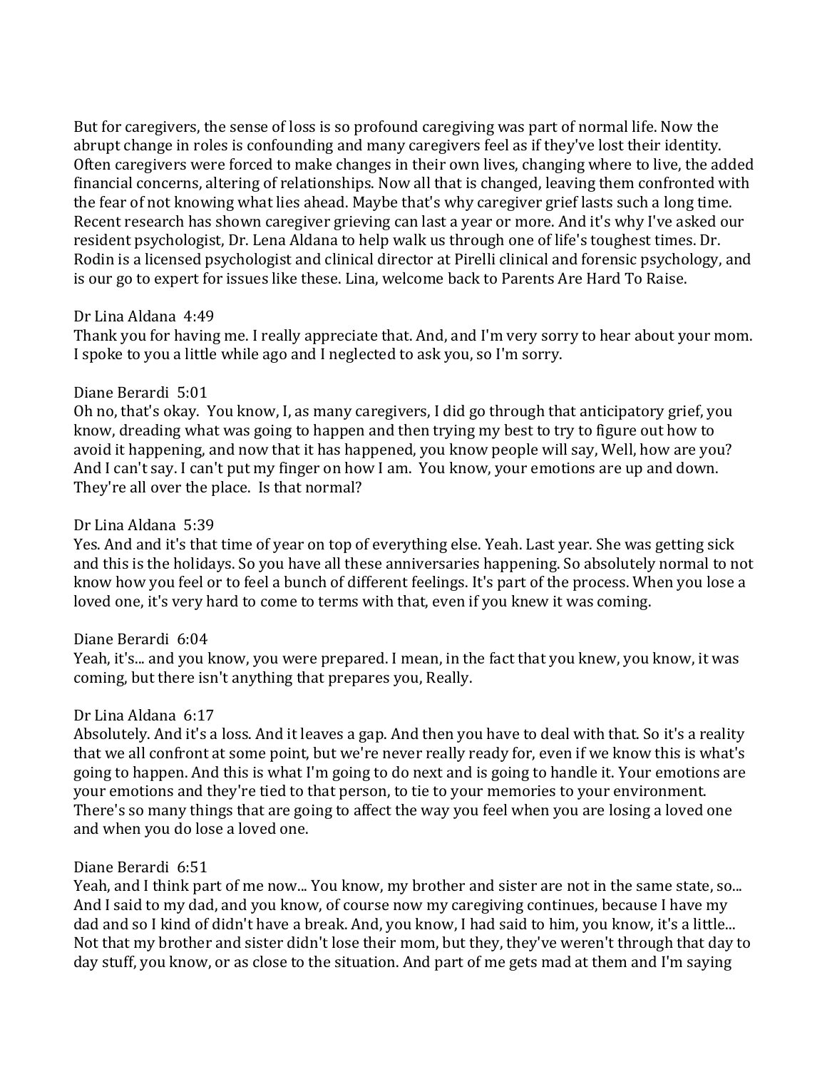But for caregivers, the sense of loss is so profound caregiving was part of normal life. Now the abrupt change in roles is confounding and many caregivers feel as if they've lost their identity. Often caregivers were forced to make changes in their own lives, changing where to live, the added financial concerns, altering of relationships. Now all that is changed, leaving them confronted with the fear of not knowing what lies ahead. Maybe that's why caregiver grief lasts such a long time. Recent research has shown caregiver grieving can last a year or more. And it's why I've asked our resident psychologist, Dr. Lena Aldana to help walk us through one of life's toughest times. Dr. Rodin is a licensed psychologist and clinical director at Pirelli clinical and forensic psychology, and is our go to expert for issues like these. Lina, welcome back to Parents Are Hard To Raise.

Dr Lina Aldana 4:49
Thank you for having me. I really appreciate that. And, and I'm very sorry to hear about your mom. I spoke to you a little while ago and I neglected to ask you, so I'm sorry.

Diane Berardi 5:01
Oh no, that's okay. You know, I, as many caregivers, I did go through that anticipatory grief, you know, dreading what was going to happen and then trying my best to try to figure out how to avoid it happening, and now that it has happened, you know people will say, Well, how are you? And I can't say. I can't put my finger on how I am. You know, your emotions are up and down. They're all over the place. Is that normal?

Dr Lina Aldana 5:39
Yes. And and it's that time of year on top of everything else. Yeah. Last year. She was getting sick and this is the holidays. So you have all these anniversaries happening. So absolutely normal to not know how you feel or to feel a bunch of different feelings. It's part of the process. When you lose a loved one, it's very hard to come to terms with that, even if you knew it was coming.

Diane Berardi 6:04
Yeah, it's... and you know, you were prepared. I mean, in the fact that you knew, you know, it was coming, but there isn't anything that prepares you, Really.

Dr Lina Aldana 6:17
Absolutely. And it's a loss. And it leaves a gap. And then you have to deal with that. So it's a reality that we all confront at some point, but we're never really ready for, even if we know this is what's going to happen. And this is what I'm going to do next and is going to handle it. Your emotions are your emotions and they're tied to that person, to tie to your memories to your environment. There's so many things that are going to affect the way you feel when you are losing a loved one and when you do lose a loved one.

Diane Berardi 6:51
Yeah, and I think part of me now... You know, my brother and sister are not in the same state, so... And I said to my dad, and you know, of course now my caregiving continues, because I have my dad and so I kind of didn't have a break. And, you know, I had said to him, you know, it's a little... Not that my brother and sister didn't lose their mom, but they, they've weren't through that day to day stuff, you know, or as close to the situation. And part of me gets mad at them and I'm saying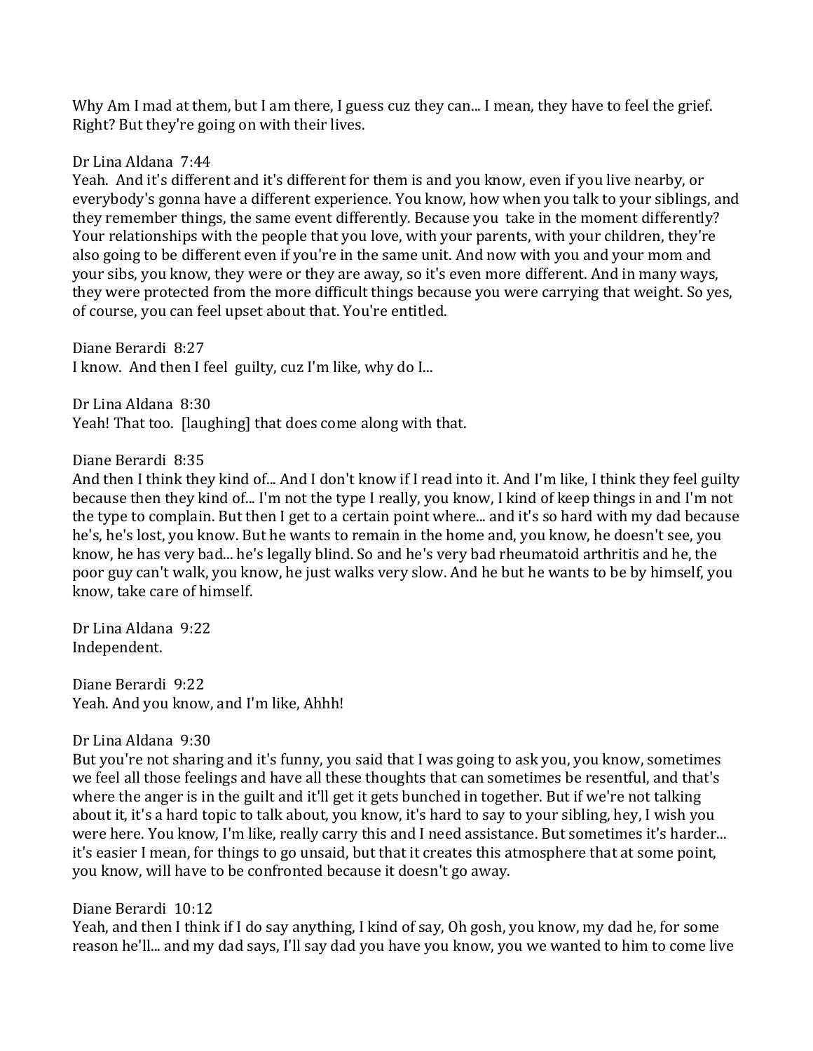Why Am I mad at them, but I am there, I guess cuz they can... I mean, they have to feel the grief. Right? But they're going on with their lives.

Dr Lina Aldana 7:44
Yeah. And it's different and it's different for them is and you know, even if you live nearby, or everybody's gonna have a different experience. You know, how when you talk to your siblings, and they remember things, the same event differently. Because you take in the moment differently? Your relationships with the people that you love, with your parents, with your children, they're also going to be different even if you're in the same unit. And now with you and your mom and your sibs, you know, they were or they are away, so it's even more different. And in many ways, they were protected from the more difficult things because you were carrying that weight. So yes, of course, you can feel upset about that. You're entitled.

Diane Berardi 8:27
I know. And then I feel guilty, cuz I'm like, why do I...

Dr Lina Aldana 8:30
Yeah! That too. [laughing] that does come along with that.

Diane Berardi 8:35
And then I think they kind of... And I don't know if I read into it. And I'm like, I think they feel guilty because then they kind of... I'm not the type I really, you know, I kind of keep things in and I'm not the type to complain. But then I get to a certain point where... and it's so hard with my dad because he's, he's lost, you know. But he wants to remain in the home and, you know, he doesn't see, you know, he has very bad... he's legally blind. So and he's very bad rheumatoid arthritis and he, the poor guy can't walk, you know, he just walks very slow. And he but he wants to be by himself, you know, take care of himself.

Dr Lina Aldana 9:22
Independent.

Diane Berardi 9:22
Yeah. And you know, and I'm like, Ahhh!

Dr Lina Aldana 9:30
But you're not sharing and it's funny, you said that I was going to ask you, you know, sometimes we feel all those feelings and have all these thoughts that can sometimes be resentful, and that's where the anger is in the guilt and it'll get it gets bunched in together. But if we're not talking about it, it's a hard topic to talk about, you know, it's hard to say to your sibling, hey, I wish you were here. You know, I'm like, really carry this and I need assistance. But sometimes it's harder... it's easier I mean, for things to go unsaid, but that it creates this atmosphere that at some point, you know, will have to be confronted because it doesn't go away.

Diane Berardi 10:12
Yeah, and then I think if I do say anything, I kind of say, Oh gosh, you know, my dad he, for some reason he'll... and my dad says, I'll say dad you have you know, you we wanted to him to come live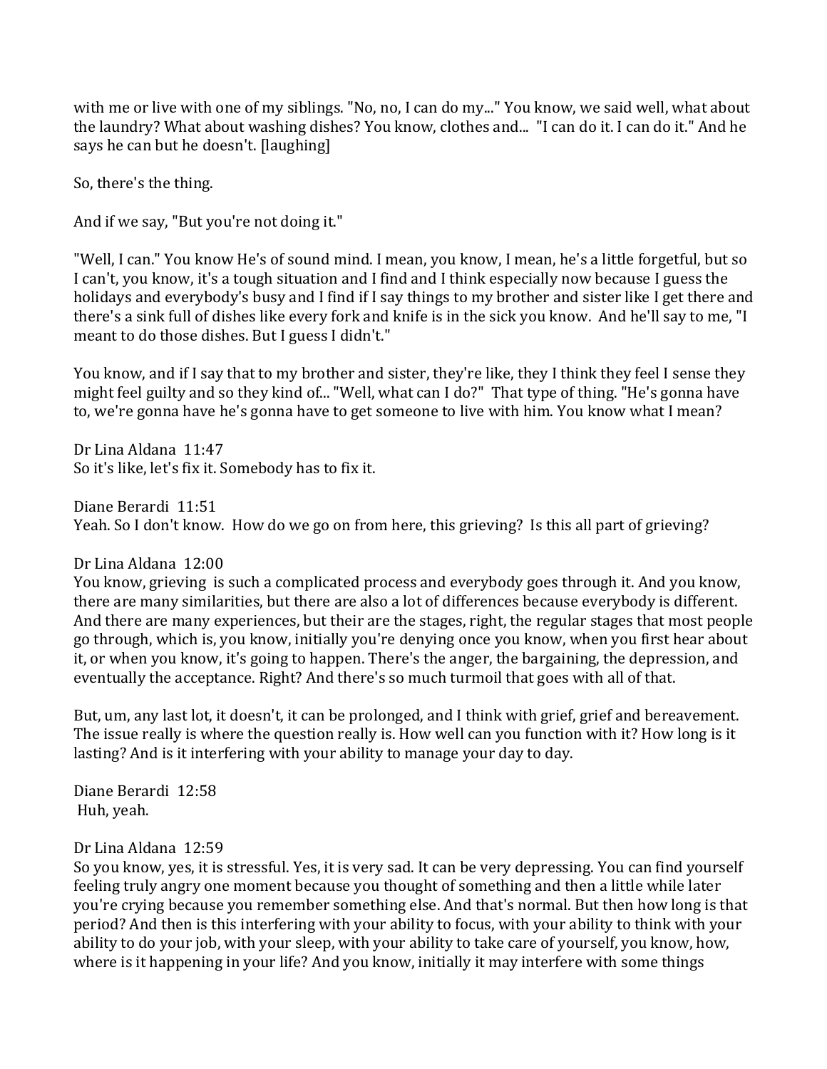with me or live with one of my siblings. "No, no, I can do my..." You know, we said well, what about the laundry? What about washing dishes? You know, clothes and... "I can do it. I can do it." And he says he can but he doesn't. [laughing]

So, there's the thing.

And if we say, "But you're not doing it."

"Well, I can." You know He's of sound mind. I mean, you know, I mean, he's a little forgetful, but so I can't, you know, it's a tough situation and I find and I think especially now because I guess the holidays and everybody's busy and I find if I say things to my brother and sister like I get there and there's a sink full of dishes like every fork and knife is in the sick you know. And he'll say to me, "I meant to do those dishes. But I guess I didn't."

You know, and if I say that to my brother and sister, they're like, they I think they feel I sense they might feel guilty and so they kind of... "Well, what can I do?" That type of thing. "He's gonna have to, we're gonna have he's gonna have to get someone to live with him. You know what I mean?

Dr Lina Aldana 11:47
So it's like, let's fix it. Somebody has to fix it.

Diane Berardi 11:51
Yeah. So I don't know. How do we go on from here, this grieving? Is this all part of grieving?

Dr Lina Aldana 12:00
You know, grieving is such a complicated process and everybody goes through it. And you know, there are many similarities, but there are also a lot of differences because everybody is different. And there are many experiences, but their are the stages, right, the regular stages that most people go through, which is, you know, initially you're denying once you know, when you first hear about it, or when you know, it's going to happen. There's the anger, the bargaining, the depression, and eventually the acceptance. Right? And there's so much turmoil that goes with all of that.

But, um, any last lot, it doesn't, it can be prolonged, and I think with grief, grief and bereavement. The issue really is where the question really is. How well can you function with it? How long is it lasting? And is it interfering with your ability to manage your day to day.

Diane Berardi 12:58
Huh, yeah.

Dr Lina Aldana 12:59
So you know, yes, it is stressful. Yes, it is very sad. It can be very depressing. You can find yourself feeling truly angry one moment because you thought of something and then a little while later you're crying because you remember something else. And that's normal. But then how long is that period? And then is this interfering with your ability to focus, with your ability to think with your ability to do your job, with your sleep, with your ability to take care of yourself, you know, how, where is it happening in your life? And you know, initially it may interfere with some things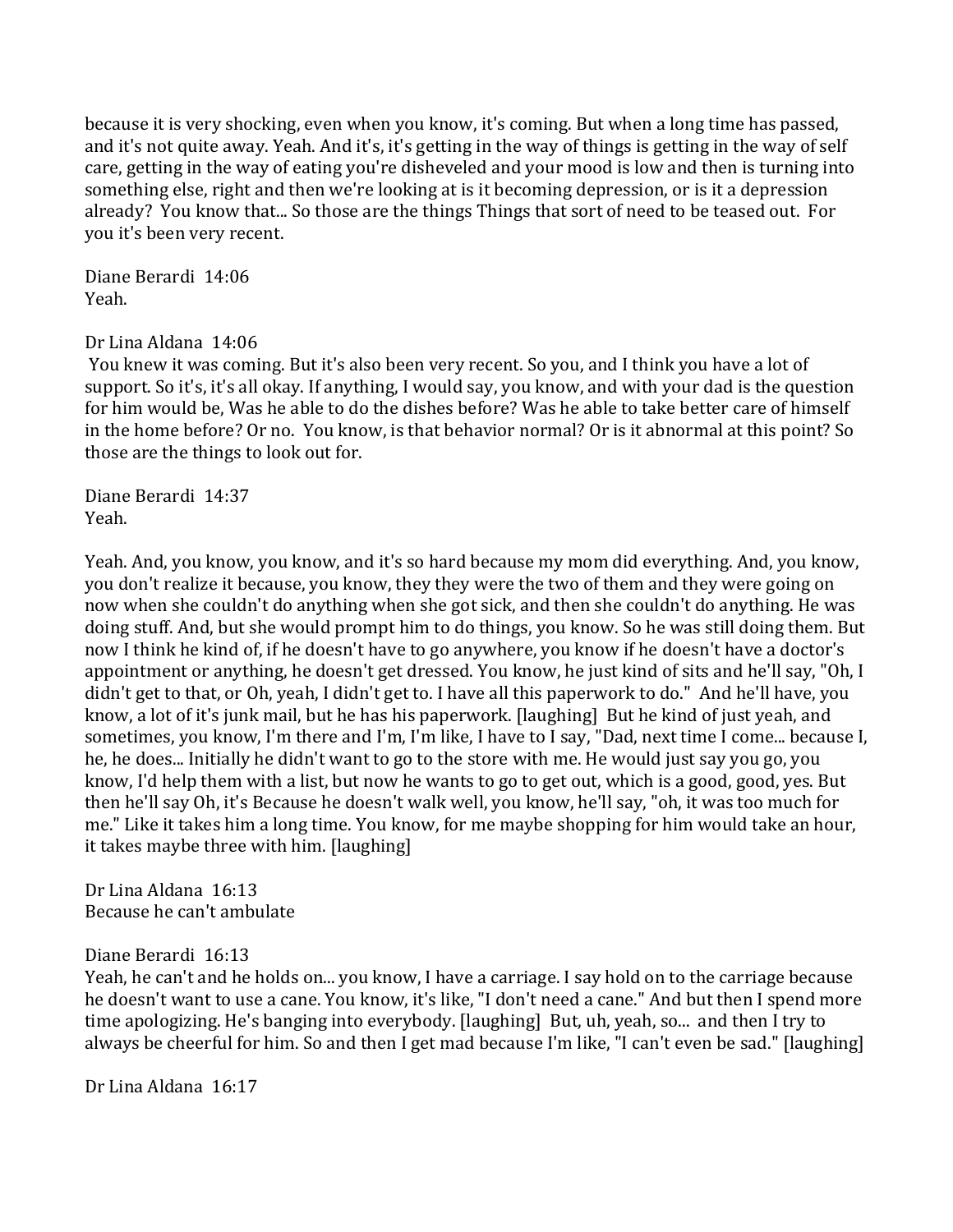because it is very shocking, even when you know, it's coming. But when a long time has passed, and it's not quite away. Yeah. And it's, it's getting in the way of things is getting in the way of self care, getting in the way of eating you're disheveled and your mood is low and then is turning into something else, right and then we're looking at is it becoming depression, or is it a depression already? You know that... So those are the things Things that sort of need to be teased out. For you it's been very recent.

Diane Berardi 14:06
Yeah.

Dr Lina Aldana 14:06
You knew it was coming. But it's also been very recent. So you, and I think you have a lot of support. So it's, it's all okay. If anything, I would say, you know, and with your dad is the question for him would be, Was he able to do the dishes before? Was he able to take better care of himself in the home before? Or no. You know, is that behavior normal? Or is it abnormal at this point? So those are the things to look out for.

Diane Berardi 14:37
Yeah.

Yeah. And, you know, you know, and it's so hard because my mom did everything. And, you know, you don't realize it because, you know, they they were the two of them and they were going on now when she couldn't do anything when she got sick, and then she couldn't do anything. He was doing stuff. And, but she would prompt him to do things, you know. So he was still doing them. But now I think he kind of, if he doesn't have to go anywhere, you know if he doesn't have a doctor's appointment or anything, he doesn't get dressed. You know, he just kind of sits and he'll say, "Oh, I didn't get to that, or Oh, yeah, I didn't get to. I have all this paperwork to do." And he'll have, you know, a lot of it's junk mail, but he has his paperwork. [laughing] But he kind of just yeah, and sometimes, you know, I'm there and I'm, I'm like, I have to I say, "Dad, next time I come... because I, he, he does... Initially he didn't want to go to the store with me. He would just say you go, you know, I'd help them with a list, but now he wants to go to get out, which is a good, good, yes. But then he'll say Oh, it's Because he doesn't walk well, you know, he'll say, "oh, it was too much for me." Like it takes him a long time. You know, for me maybe shopping for him would take an hour, it takes maybe three with him. [laughing]

Dr Lina Aldana 16:13
Because he can't ambulate

Diane Berardi 16:13
Yeah, he can't and he holds on... you know, I have a carriage. I say hold on to the carriage because he doesn't want to use a cane. You know, it's like, "I don't need a cane." And but then I spend more time apologizing. He's banging into everybody. [laughing] But, uh, yeah, so... and then I try to always be cheerful for him. So and then I get mad because I'm like, "I can't even be sad." [laughing]

Dr Lina Aldana 16:17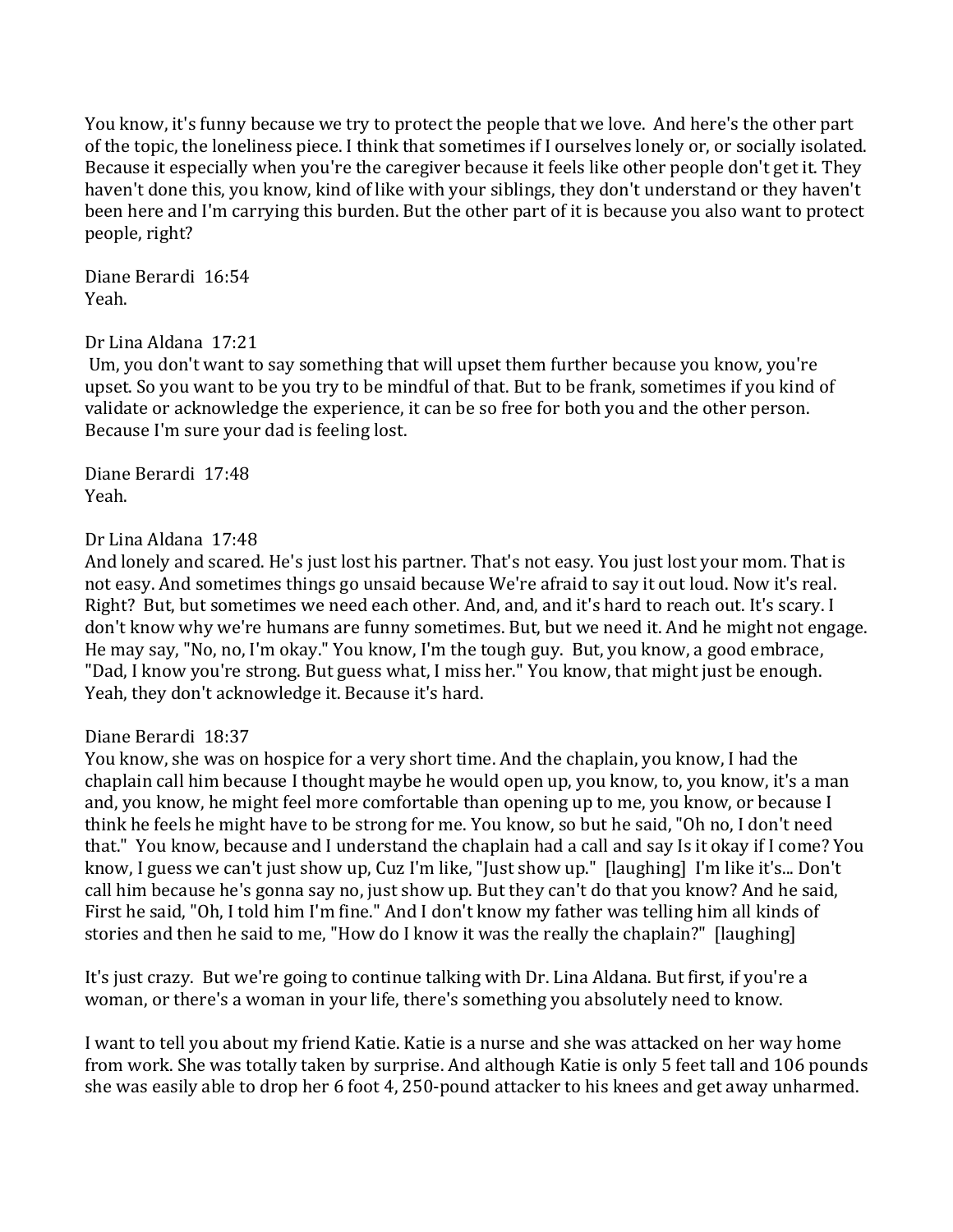You know, it's funny because we try to protect the people that we love. And here's the other part of the topic, the loneliness piece. I think that sometimes if I ourselves lonely or, or socially isolated. Because it especially when you're the caregiver because it feels like other people don't get it. They haven't done this, you know, kind of like with your siblings, they don't understand or they haven't been here and I'm carrying this burden. But the other part of it is because you also want to protect people, right?

Diane Berardi 16:54
Yeah.

Dr Lina Aldana 17:21
Um, you don't want to say something that will upset them further because you know, you're upset. So you want to be you try to be mindful of that. But to be frank, sometimes if you kind of validate or acknowledge the experience, it can be so free for both you and the other person. Because I'm sure your dad is feeling lost.

Diane Berardi 17:48
Yeah.

Dr Lina Aldana 17:48
And lonely and scared. He's just lost his partner. That's not easy. You just lost your mom. That is not easy. And sometimes things go unsaid because We're afraid to say it out loud. Now it's real. Right? But, but sometimes we need each other. And, and, and it's hard to reach out. It's scary. I don't know why we're humans are funny sometimes. But, but we need it. And he might not engage. He may say, "No, no, I'm okay." You know, I'm the tough guy. But, you know, a good embrace, "Dad, I know you're strong. But guess what, I miss her." You know, that might just be enough. Yeah, they don't acknowledge it. Because it's hard.

Diane Berardi 18:37
You know, she was on hospice for a very short time. And the chaplain, you know, I had the chaplain call him because I thought maybe he would open up, you know, to, you know, it's a man and, you know, he might feel more comfortable than opening up to me, you know, or because I think he feels he might have to be strong for me. You know, so but he said, "Oh no, I don't need that." You know, because and I understand the chaplain had a call and say Is it okay if I come? You know, I guess we can't just show up, Cuz I'm like, "Just show up." [laughing] I'm like it's... Don't call him because he's gonna say no, just show up. But they can't do that you know? And he said, First he said, "Oh, I told him I'm fine." And I don't know my father was telling him all kinds of stories and then he said to me, "How do I know it was the really the chaplain?" [laughing]

It's just crazy. But we're going to continue talking with Dr. Lina Aldana. But first, if you're a woman, or there's a woman in your life, there's something you absolutely need to know.

I want to tell you about my friend Katie. Katie is a nurse and she was attacked on her way home from work. She was totally taken by surprise. And although Katie is only 5 feet tall and 106 pounds she was easily able to drop her 6 foot 4, 250-pound attacker to his knees and get away unharmed.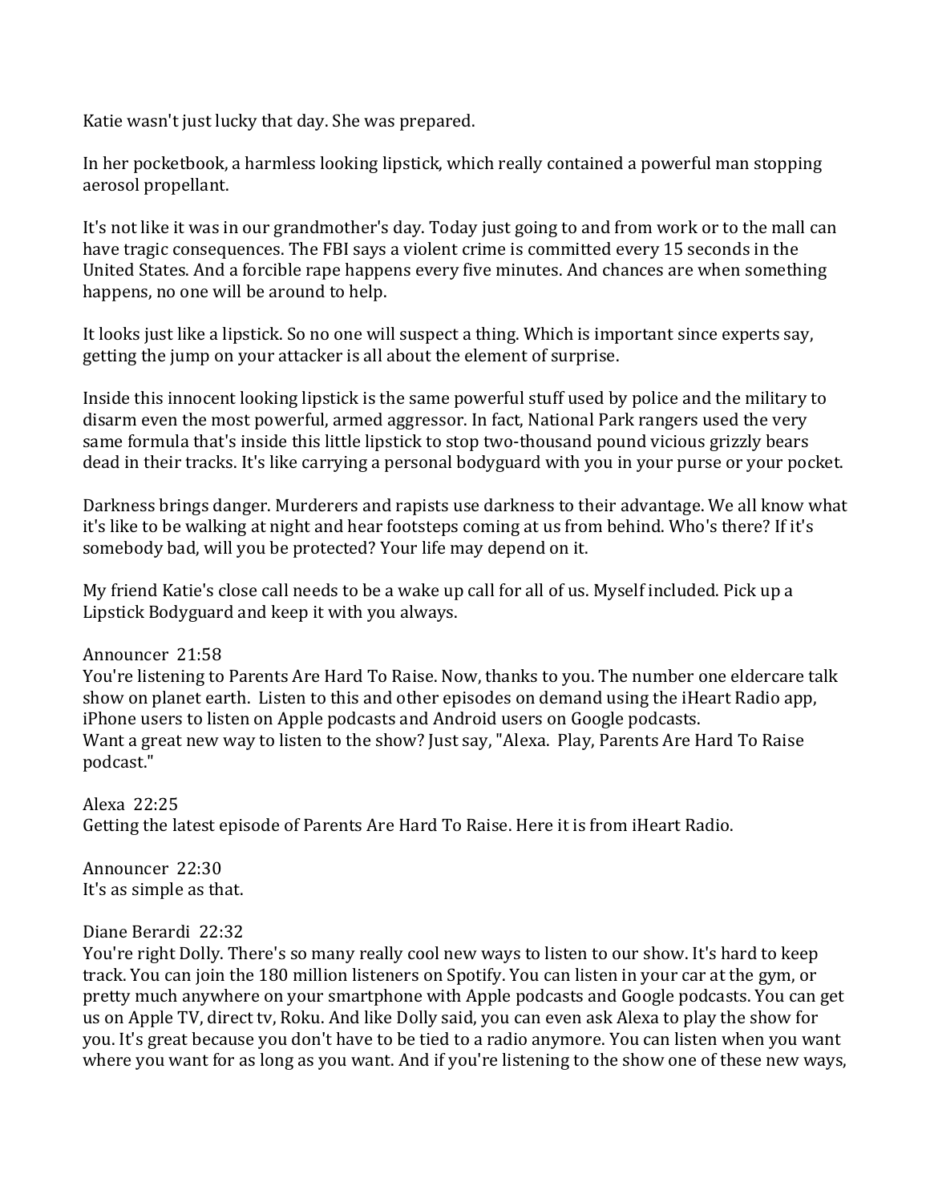Katie wasn't just lucky that day. She was prepared.

In her pocketbook, a harmless looking lipstick, which really contained a powerful man stopping aerosol propellant.

It's not like it was in our grandmother's day. Today just going to and from work or to the mall can have tragic consequences. The FBI says a violent crime is committed every 15 seconds in the United States. And a forcible rape happens every five minutes. And chances are when something happens, no one will be around to help.

It looks just like a lipstick. So no one will suspect a thing. Which is important since experts say, getting the jump on your attacker is all about the element of surprise.

Inside this innocent looking lipstick is the same powerful stuff used by police and the military to disarm even the most powerful, armed aggressor. In fact, National Park rangers used the very same formula that's inside this little lipstick to stop two-thousand pound vicious grizzly bears dead in their tracks. It's like carrying a personal bodyguard with you in your purse or your pocket.

Darkness brings danger. Murderers and rapists use darkness to their advantage. We all know what it's like to be walking at night and hear footsteps coming at us from behind. Who's there? If it's somebody bad, will you be protected? Your life may depend on it.

My friend Katie's close call needs to be a wake up call for all of us. Myself included. Pick up a Lipstick Bodyguard and keep it with you always.

Announcer 21:58
You're listening to Parents Are Hard To Raise. Now, thanks to you. The number one eldercare talk show on planet earth. Listen to this and other episodes on demand using the iHeart Radio app, iPhone users to listen on Apple podcasts and Android users on Google podcasts.
Want a great new way to listen to the show? Just say, "Alexa. Play, Parents Are Hard To Raise podcast."

Alexa 22:25
Getting the latest episode of Parents Are Hard To Raise. Here it is from iHeart Radio.

Announcer 22:30
It's as simple as that.

Diane Berardi 22:32
You're right Dolly. There's so many really cool new ways to listen to our show. It's hard to keep track. You can join the 180 million listeners on Spotify. You can listen in your car at the gym, or pretty much anywhere on your smartphone with Apple podcasts and Google podcasts. You can get us on Apple TV, direct tv, Roku. And like Dolly said, you can even ask Alexa to play the show for you. It's great because you don't have to be tied to a radio anymore. You can listen when you want where you want for as long as you want. And if you're listening to the show one of these new ways,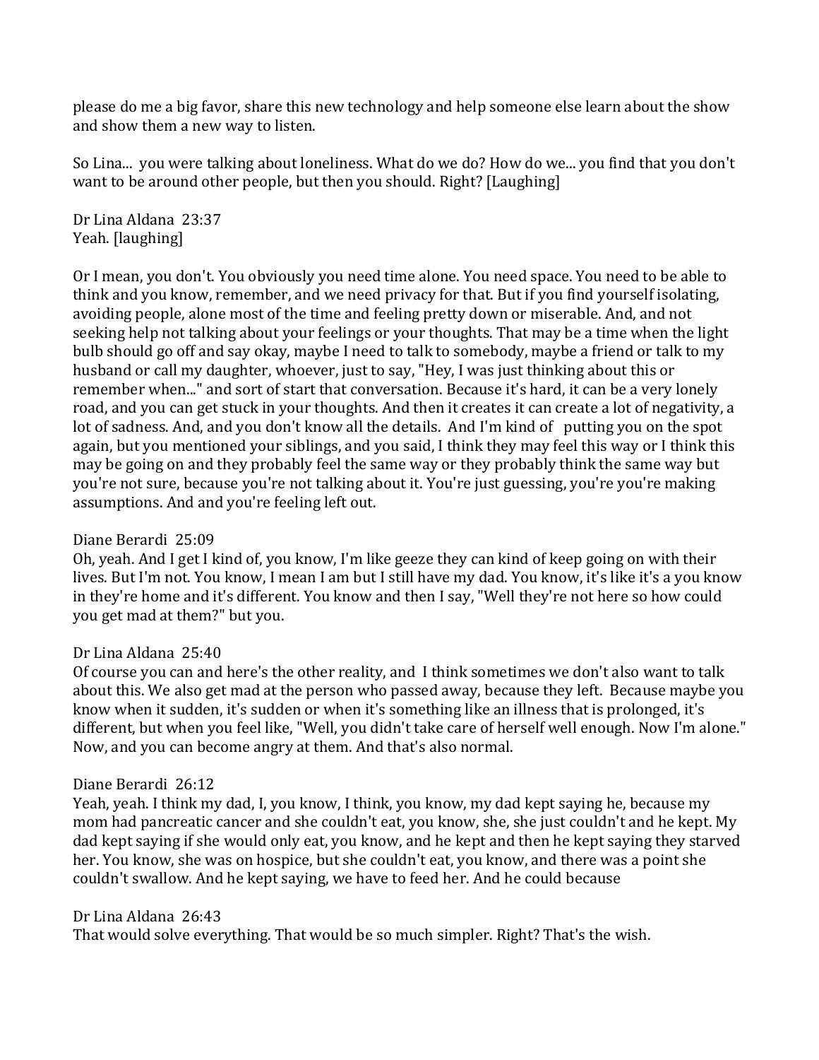please do me a big favor, share this new technology and help someone else learn about the show and show them a new way to listen.

So Lina... you were talking about loneliness. What do we do? How do we... you find that you don't want to be around other people, but then you should. Right? [Laughing]

Dr Lina Aldana 23:37
Yeah. [laughing]

Or I mean, you don't. You obviously you need time alone. You need space. You need to be able to think and you know, remember, and we need privacy for that. But if you find yourself isolating, avoiding people, alone most of the time and feeling pretty down or miserable. And, and not seeking help not talking about your feelings or your thoughts. That may be a time when the light bulb should go off and say okay, maybe I need to talk to somebody, maybe a friend or talk to my husband or call my daughter, whoever, just to say, "Hey, I was just thinking about this or remember when..." and sort of start that conversation. Because it's hard, it can be a very lonely road, and you can get stuck in your thoughts. And then it creates it can create a lot of negativity, a lot of sadness. And, and you don't know all the details. And I'm kind of putting you on the spot again, but you mentioned your siblings, and you said, I think they may feel this way or I think this may be going on and they probably feel the same way or they probably think the same way but you're not sure, because you're not talking about it. You're just guessing, you're you're making assumptions. And and you're feeling left out.

Diane Berardi 25:09
Oh, yeah. And I get I kind of, you know, I'm like geeze they can kind of keep going on with their lives. But I'm not. You know, I mean I am but I still have my dad. You know, it's like it's a you know in they're home and it's different. You know and then I say, "Well they're not here so how could you get mad at them?" but you.

Dr Lina Aldana 25:40
Of course you can and here's the other reality, and I think sometimes we don't also want to talk about this. We also get mad at the person who passed away, because they left. Because maybe you know when it sudden, it's sudden or when it's something like an illness that is prolonged, it's different, but when you feel like, "Well, you didn't take care of herself well enough. Now I'm alone." Now, and you can become angry at them. And that's also normal.

Diane Berardi 26:12
Yeah, yeah. I think my dad, I, you know, I think, you know, my dad kept saying he, because my mom had pancreatic cancer and she couldn't eat, you know, she, she just couldn't and he kept. My dad kept saying if she would only eat, you know, and he kept and then he kept saying they starved her. You know, she was on hospice, but she couldn't eat, you know, and there was a point she couldn't swallow. And he kept saying, we have to feed her. And he could because

Dr Lina Aldana 26:43
That would solve everything. That would be so much simpler. Right? That's the wish.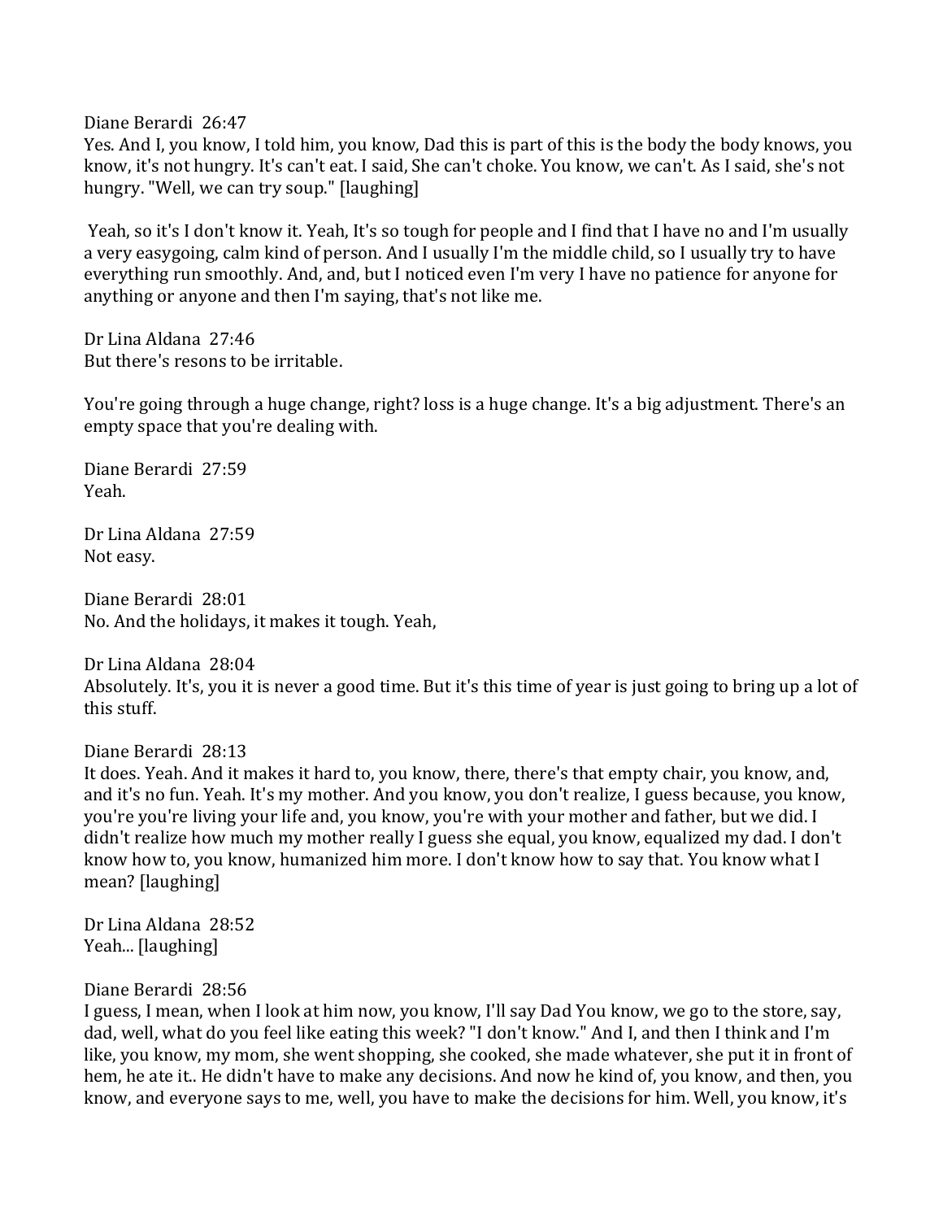Diane Berardi 26:47
Yes. And I, you know, I told him, you know, Dad this is part of this is the body the body knows, you know, it's not hungry. It's can't eat. I said, She can't choke. You know, we can't. As I said, she's not hungry. "Well, we can try soup." [laughing]

Yeah, so it's I don't know it. Yeah, It's so tough for people and I find that I have no and I'm usually a very easygoing, calm kind of person. And I usually I'm the middle child, so I usually try to have everything run smoothly. And, and, but I noticed even I'm very I have no patience for anyone for anything or anyone and then I'm saying, that's not like me.

Dr Lina Aldana 27:46
But there's resons to be irritable.

You're going through a huge change, right? loss is a huge change. It's a big adjustment. There's an empty space that you're dealing with.

Diane Berardi 27:59
Yeah.

Dr Lina Aldana 27:59
Not easy.

Diane Berardi 28:01
No. And the holidays, it makes it tough. Yeah,

Dr Lina Aldana 28:04
Absolutely. It's, you it is never a good time. But it's this time of year is just going to bring up a lot of this stuff.

Diane Berardi 28:13
It does. Yeah. And it makes it hard to, you know, there, there's that empty chair, you know, and, and it's no fun. Yeah. It's my mother. And you know, you don't realize, I guess because, you know, you're you're living your life and, you know, you're with your mother and father, but we did. I didn't realize how much my mother really I guess she equal, you know, equalized my dad. I don't know how to, you know, humanized him more. I don't know how to say that. You know what I mean? [laughing]

Dr Lina Aldana 28:52
Yeah... [laughing]

Diane Berardi 28:56
I guess, I mean, when I look at him now, you know, I'll say Dad You know, we go to the store, say, dad, well, what do you feel like eating this week? "I don't know." And I, and then I think and I'm like, you know, my mom, she went shopping, she cooked, she made whatever, she put it in front of hem, he ate it.. He didn't have to make any decisions. And now he kind of, you know, and then, you know, and everyone says to me, well, you have to make the decisions for him. Well, you know, it's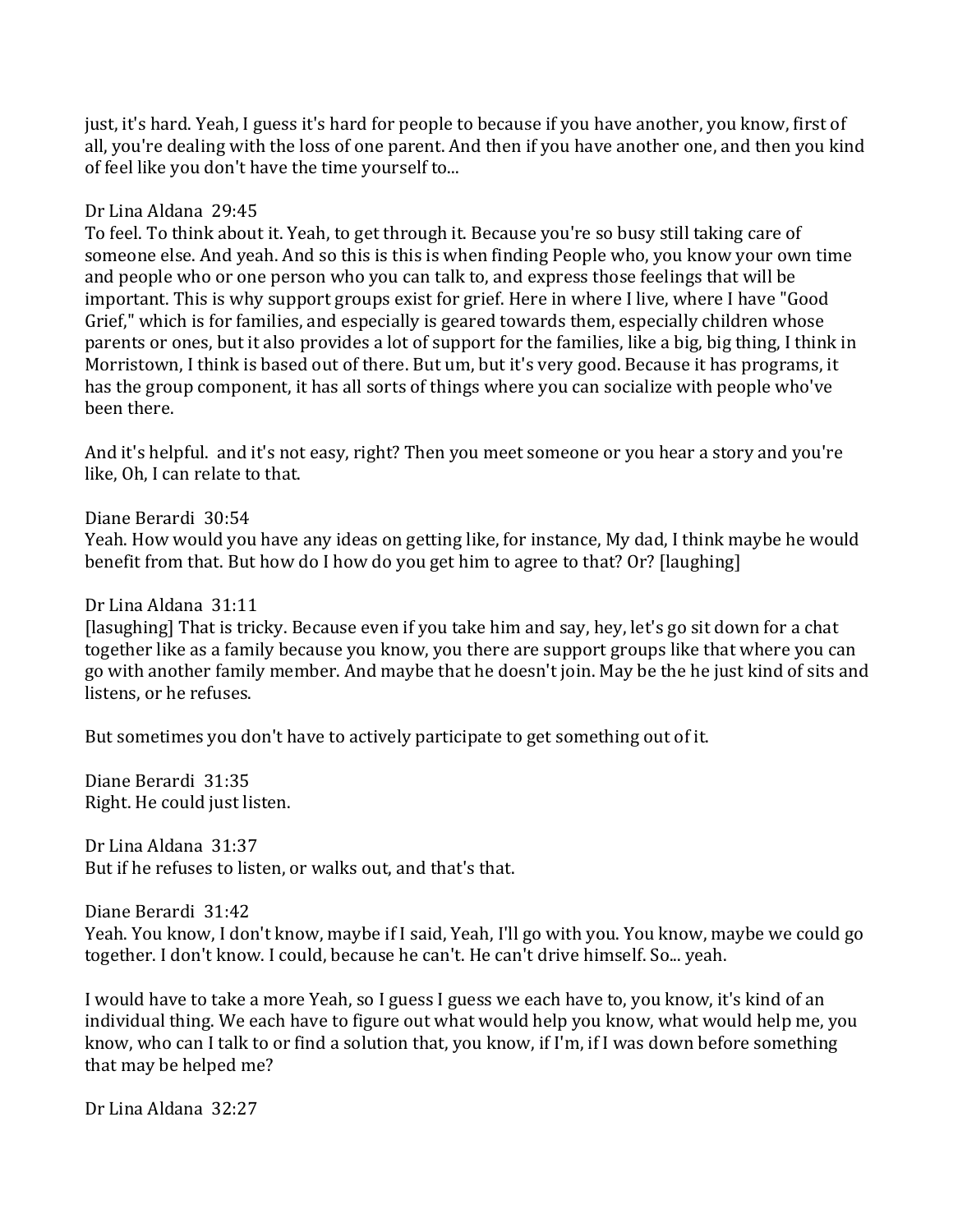just, it's hard. Yeah, I guess it's hard for people to because if you have another, you know, first of all, you're dealing with the loss of one parent. And then if you have another one, and then you kind of feel like you don't have the time yourself to...

Dr Lina Aldana 29:45
To feel. To think about it. Yeah, to get through it. Because you're so busy still taking care of someone else. And yeah. And so this is this is when finding People who, you know your own time and people who or one person who you can talk to, and express those feelings that will be important. This is why support groups exist for grief. Here in where I live, where I have "Good Grief," which is for families, and especially is geared towards them, especially children whose parents or ones, but it also provides a lot of support for the families, like a big, big thing, I think in Morristown, I think is based out of there. But um, but it's very good. Because it has programs, it has the group component, it has all sorts of things where you can socialize with people who've been there.

And it's helpful. and it's not easy, right? Then you meet someone or you hear a story and you're like, Oh, I can relate to that.

Diane Berardi 30:54
Yeah. How would you have any ideas on getting like, for instance, My dad, I think maybe he would benefit from that. But how do I how do you get him to agree to that? Or? [laughing]

Dr Lina Aldana 31:11
[lasughing] That is tricky. Because even if you take him and say, hey, let's go sit down for a chat together like as a family because you know, you there are support groups like that where you can go with another family member. And maybe that he doesn't join. May be the he just kind of sits and listens, or he refuses.

But sometimes you don't have to actively participate to get something out of it.

Diane Berardi 31:35
Right. He could just listen.

Dr Lina Aldana 31:37
But if he refuses to listen, or walks out, and that's that.

Diane Berardi 31:42
Yeah. You know, I don't know, maybe if I said, Yeah, I'll go with you. You know, maybe we could go together. I don't know. I could, because he can't. He can't drive himself. So... yeah.

I would have to take a more Yeah, so I guess I guess we each have to, you know, it's kind of an individual thing. We each have to figure out what would help you know, what would help me, you know, who can I talk to or find a solution that, you know, if I'm, if I was down before something that may be helped me?

Dr Lina Aldana 32:27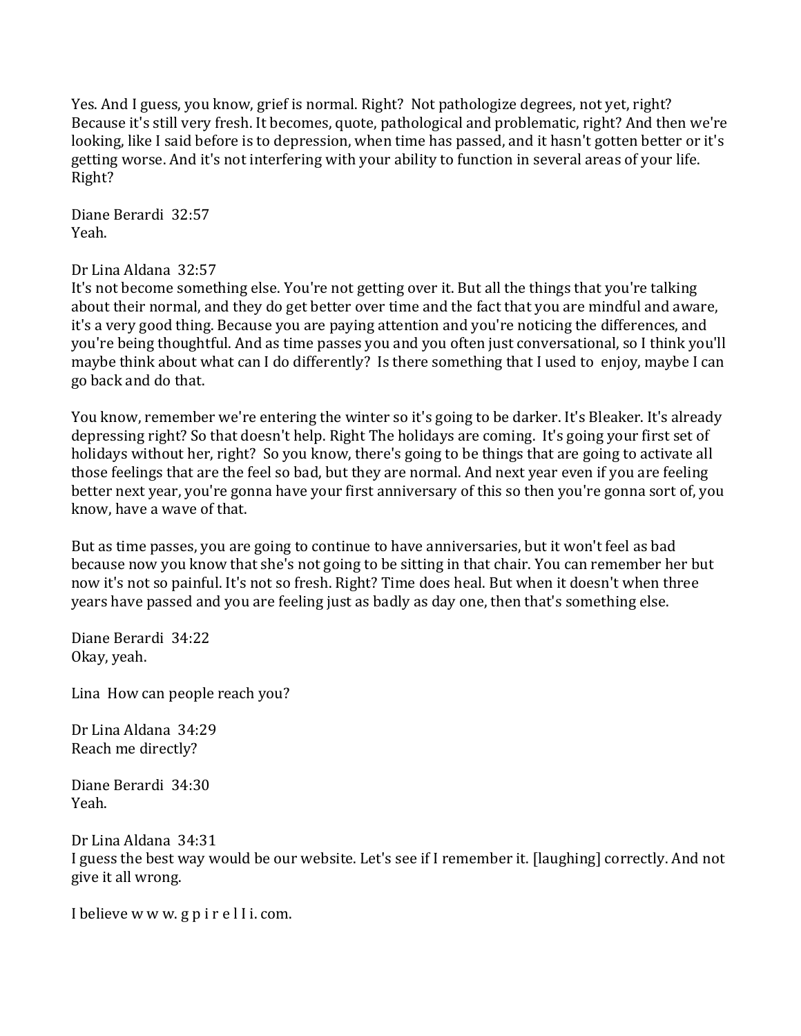Yes. And I guess, you know, grief is normal. Right? Not pathologize degrees, not yet, right? Because it's still very fresh. It becomes, quote, pathological and problematic, right? And then we're looking, like I said before is to depression, when time has passed, and it hasn't gotten better or it's getting worse. And it's not interfering with your ability to function in several areas of your life. Right?

Diane Berardi 32:57
Yeah.

Dr Lina Aldana 32:57
It's not become something else. You're not getting over it. But all the things that you're talking about their normal, and they do get better over time and the fact that you are mindful and aware, it's a very good thing. Because you are paying attention and you're noticing the differences, and you're being thoughtful. And as time passes you and you often just conversational, so I think you'll maybe think about what can I do differently? Is there something that I used to enjoy, maybe I can go back and do that.

You know, remember we're entering the winter so it's going to be darker. It's Bleaker. It's already depressing right? So that doesn't help. Right The holidays are coming. It's going your first set of holidays without her, right? So you know, there's going to be things that are going to activate all those feelings that are the feel so bad, but they are normal. And next year even if you are feeling better next year, you're gonna have your first anniversary of this so then you're gonna sort of, you know, have a wave of that.

But as time passes, you are going to continue to have anniversaries, but it won't feel as bad because now you know that she's not going to be sitting in that chair. You can remember her but now it's not so painful. It's not so fresh. Right? Time does heal. But when it doesn't when three years have passed and you are feeling just as badly as day one, then that's something else.

Diane Berardi 34:22
Okay, yeah.

Lina How can people reach you?

Dr Lina Aldana 34:29
Reach me directly?

Diane Berardi 34:30
Yeah.

Dr Lina Aldana 34:31
I guess the best way would be our website. Let's see if I remember it. [laughing] correctly. And not give it all wrong.

I believe w w w. g p i r e l I i. com.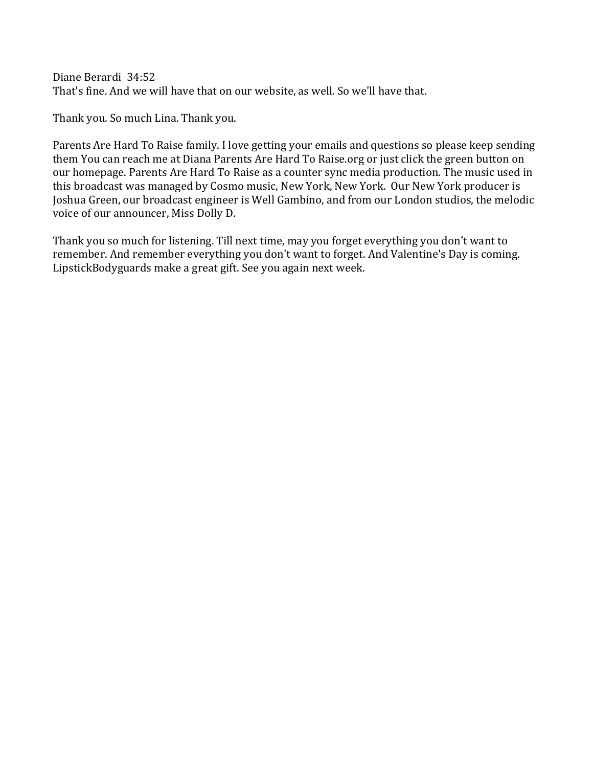Diane Berardi 34:52
That's fine. And we will have that on our website, as well. So we'll have that.

Thank you. So much Lina. Thank you.

Parents Are Hard To Raise family. I love getting your emails and questions so please keep sending them You can reach me at Diana Parents Are Hard To Raise.org or just click the green button on our homepage. Parents Are Hard To Raise as a counter sync media production. The music used in this broadcast was managed by Cosmo music, New York, New York. Our New York producer is Joshua Green, our broadcast engineer is Well Gambino, and from our London studios, the melodic voice of our announcer, Miss Dolly D.

Thank you so much for listening. Till next time, may you forget everything you don't want to remember. And remember everything you don't want to forget. And Valentine's Day is coming. LipstickBodyguards make a great gift. See you again next week.